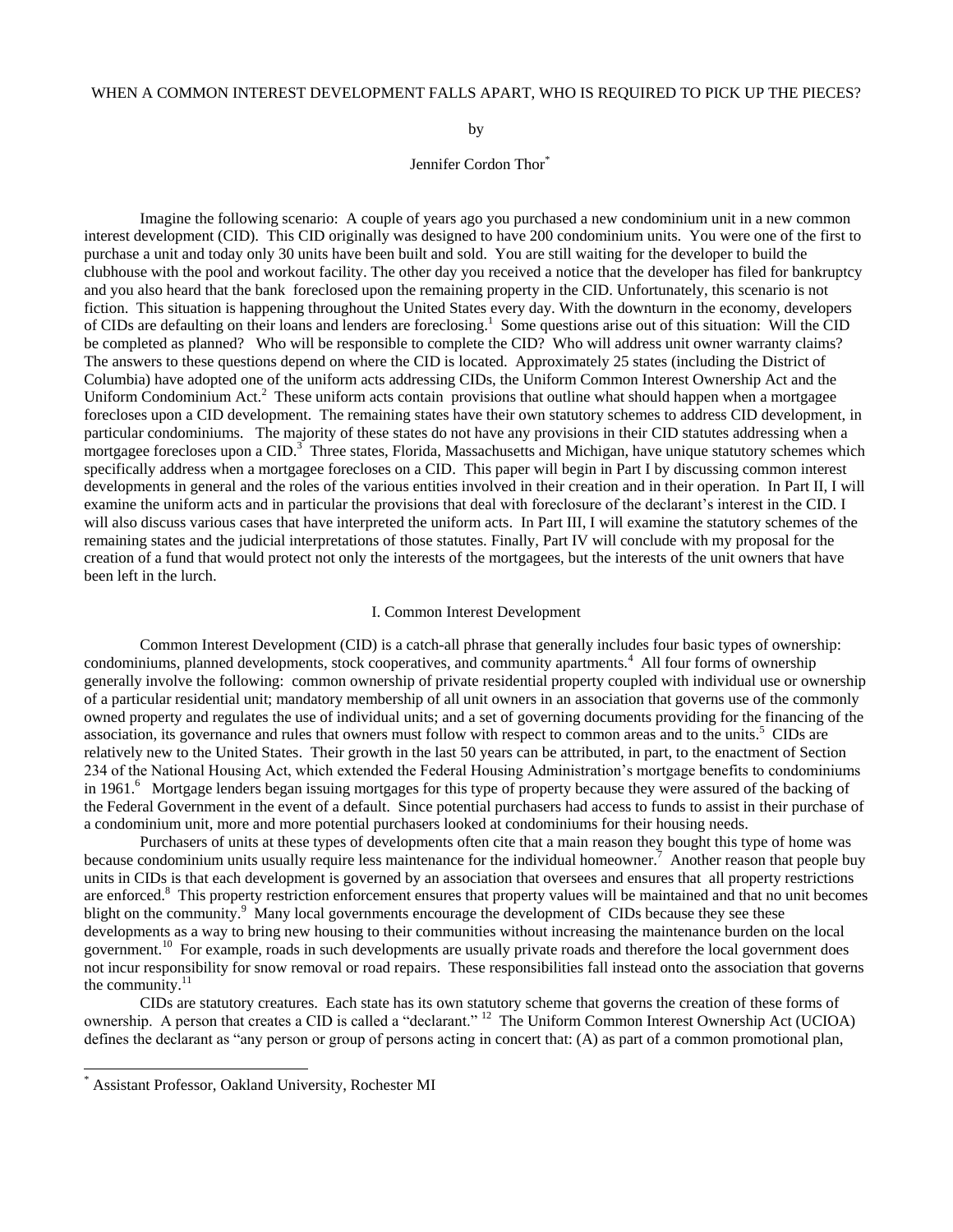# WHEN A COMMON INTEREST DEVELOPMENT FALLS APART, WHO IS REQUIRED TO PICK UP THE PIECES?

by

Jennifer Cordon Thor[*]

Imagine the following scenario: A couple of years ago you purchased a new condominium unit in a new common interest development (CID). This CID originally was designed to have 200 condominium units. You were one of the first to purchase a unit and today only 30 units have been built and sold. You are still waiting for the developer to build the clubhouse with the pool and workout facility. The other day you received a notice that the developer has filed for bankruptcy and you also heard that the bank foreclosed upon the remaining property in the CID. Unfortunately, this scenario is not fiction. This situation is happening throughout the United States every day. With the downturn in the economy, developers of CIDs are defaulting on their loans and lenders are foreclosing.[1] Some questions arise out of this situation: Will the CID be completed as planned? Who will be responsible to complete the CID? Who will address unit owner warranty claims? The answers to these questions depend on where the CID is located. Approximately 25 states (including the District of Columbia) have adopted one of the uniform acts addressing CIDs, the Uniform Common Interest Ownership Act and the Uniform Condominium Act.[2] These uniform acts contain provisions that outline what should happen when a mortgagee forecloses upon a CID development. The remaining states have their own statutory schemes to address CID development, in particular condominiums. The majority of these states do not have any provisions in their CID statutes addressing when a mortgagee forecloses upon a CID.[3] Three states, Florida, Massachusetts and Michigan, have unique statutory schemes which specifically address when a mortgagee forecloses on a CID. This paper will begin in Part I by discussing common interest developments in general and the roles of the various entities involved in their creation and in their operation. In Part II, I will examine the uniform acts and in particular the provisions that deal with foreclosure of the declarant's interest in the CID. I will also discuss various cases that have interpreted the uniform acts. In Part III, I will examine the statutory schemes of the remaining states and the judicial interpretations of those statutes. Finally, Part IV will conclude with my proposal for the creation of a fund that would protect not only the interests of the mortgagees, but the interests of the unit owners that have been left in the lurch.

## I. Common Interest Development

Common Interest Development (CID) is a catch-all phrase that generally includes four basic types of ownership: condominiums, planned developments, stock cooperatives, and community apartments.[4] All four forms of ownership generally involve the following: common ownership of private residential property coupled with individual use or ownership of a particular residential unit; mandatory membership of all unit owners in an association that governs use of the commonly owned property and regulates the use of individual units; and a set of governing documents providing for the financing of the association, its governance and rules that owners must follow with respect to common areas and to the units.[5] CIDs are relatively new to the United States. Their growth in the last 50 years can be attributed, in part, to the enactment of Section 234 of the National Housing Act, which extended the Federal Housing Administration's mortgage benefits to condominiums in 1961.[6] Mortgage lenders began issuing mortgages for this type of property because they were assured of the backing of the Federal Government in the event of a default. Since potential purchasers had access to funds to assist in their purchase of a condominium unit, more and more potential purchasers looked at condominiums for their housing needs.

Purchasers of units at these types of developments often cite that a main reason they bought this type of home was because condominium units usually require less maintenance for the individual homeowner.[7] Another reason that people buy units in CIDs is that each development is governed by an association that oversees and ensures that all property restrictions are enforced.[8] This property restriction enforcement ensures that property values will be maintained and that no unit becomes blight on the community.[9] Many local governments encourage the development of CIDs because they see these developments as a way to bring new housing to their communities without increasing the maintenance burden on the local government.[10] For example, roads in such developments are usually private roads and therefore the local government does not incur responsibility for snow removal or road repairs. These responsibilities fall instead onto the association that governs the community.[11]

CIDs are statutory creatures. Each state has its own statutory scheme that governs the creation of these forms of ownership. A person that creates a CID is called a "declarant." [12] The Uniform Common Interest Ownership Act (UCIOA) defines the declarant as "any person or group of persons acting in concert that: (A) as part of a common promotional plan,

---

[*] Assistant Professor, Oakland University, Rochester MI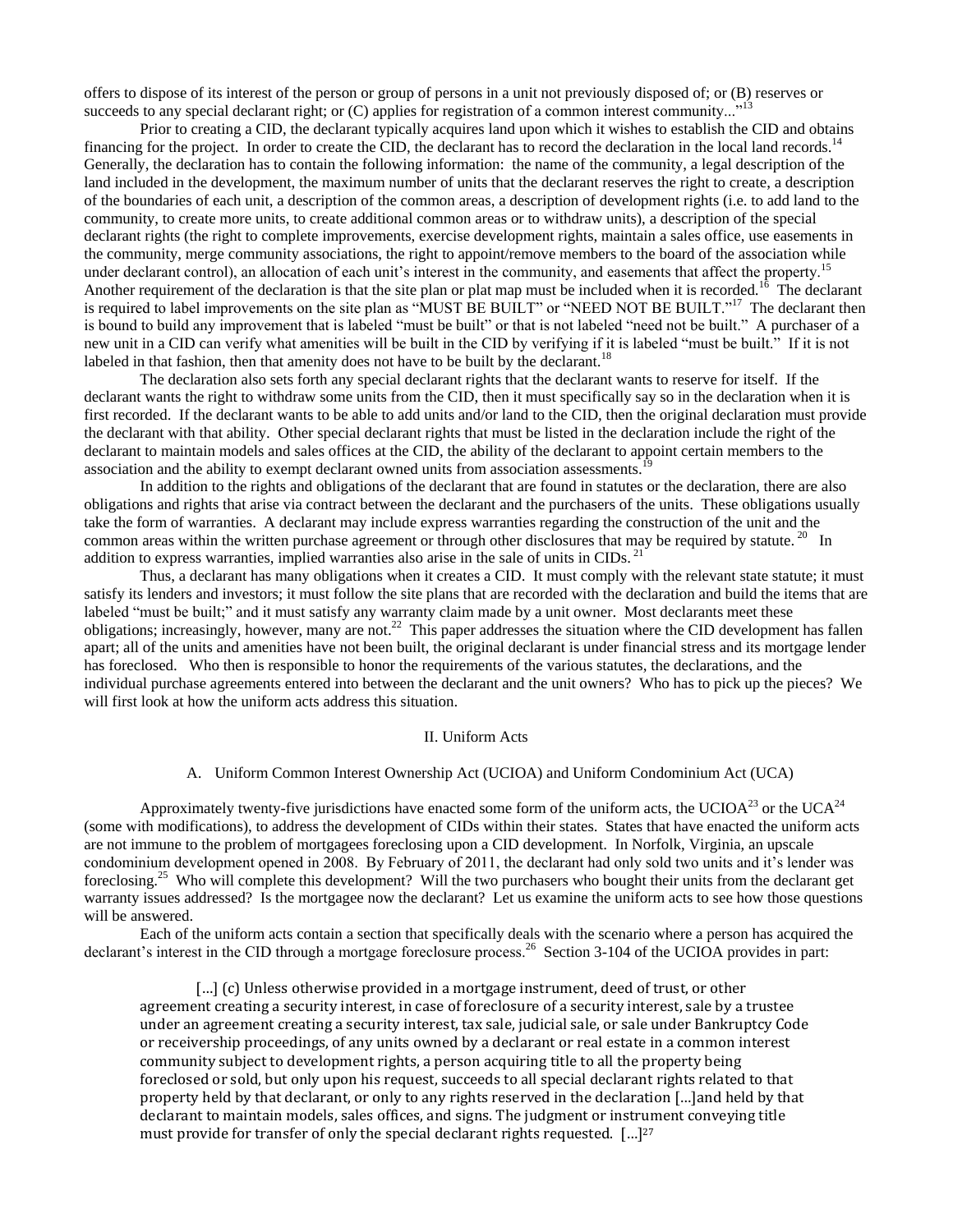offers to dispose of its interest of the person or group of persons in a unit not previously disposed of; or (B) reserves or succeeds to any special declarant right; or (C) applies for registration of a common interest community..."[13]

Prior to creating a CID, the declarant typically acquires land upon which it wishes to establish the CID and obtains financing for the project. In order to create the CID, the declarant has to record the declaration in the local land records.[14] Generally, the declaration has to contain the following information: the name of the community, a legal description of the land included in the development, the maximum number of units that the declarant reserves the right to create, a description of the boundaries of each unit, a description of the common areas, a description of development rights (i.e. to add land to the community, to create more units, to create additional common areas or to withdraw units), a description of the special declarant rights (the right to complete improvements, exercise development rights, maintain a sales office, use easements in the community, merge community associations, the right to appoint/remove members to the board of the association while under declarant control), an allocation of each unit's interest in the community, and easements that affect the property.[15] Another requirement of the declaration is that the site plan or plat map must be included when it is recorded.[16] The declarant is required to label improvements on the site plan as "MUST BE BUILT" or "NEED NOT BE BUILT."[17] The declarant then is bound to build any improvement that is labeled "must be built" or that is not labeled "need not be built." A purchaser of a new unit in a CID can verify what amenities will be built in the CID by verifying if it is labeled "must be built." If it is not labeled in that fashion, then that amenity does not have to be built by the declarant.[18]

The declaration also sets forth any special declarant rights that the declarant wants to reserve for itself. If the declarant wants the right to withdraw some units from the CID, then it must specifically say so in the declaration when it is first recorded. If the declarant wants to be able to add units and/or land to the CID, then the original declaration must provide the declarant with that ability. Other special declarant rights that must be listed in the declaration include the right of the declarant to maintain models and sales offices at the CID, the ability of the declarant to appoint certain members to the association and the ability to exempt declarant owned units from association assessments.[19]

In addition to the rights and obligations of the declarant that are found in statutes or the declaration, there are also obligations and rights that arise via contract between the declarant and the purchasers of the units. These obligations usually take the form of warranties. A declarant may include express warranties regarding the construction of the unit and the common areas within the written purchase agreement or through other disclosures that may be required by statute.[20] In addition to express warranties, implied warranties also arise in the sale of units in CIDs.[21]

Thus, a declarant has many obligations when it creates a CID. It must comply with the relevant state statute; it must satisfy its lenders and investors; it must follow the site plans that are recorded with the declaration and build the items that are labeled "must be built;" and it must satisfy any warranty claim made by a unit owner. Most declarants meet these obligations; increasingly, however, many are not.[22] This paper addresses the situation where the CID development has fallen apart; all of the units and amenities have not been built, the original declarant is under financial stress and its mortgage lender has foreclosed. Who then is responsible to honor the requirements of the various statutes, the declarations, and the individual purchase agreements entered into between the declarant and the unit owners? Who has to pick up the pieces? We will first look at how the uniform acts address this situation.

## II. Uniform Acts

### A. Uniform Common Interest Ownership Act (UCIOA) and Uniform Condominium Act (UCA)

Approximately twenty-five jurisdictions have enacted some form of the uniform acts, the UCIOA[23] or the UCA[24] (some with modifications), to address the development of CIDs within their states. States that have enacted the uniform acts are not immune to the problem of mortgagees foreclosing upon a CID development. In Norfolk, Virginia, an upscale condominium development opened in 2008. By February of 2011, the declarant had only sold two units and it's lender was foreclosing.[25] Who will complete this development? Will the two purchasers who bought their units from the declarant get warranty issues addressed? Is the mortgagee now the declarant? Let us examine the uniform acts to see how those questions will be answered.

Each of the uniform acts contain a section that specifically deals with the scenario where a person has acquired the declarant's interest in the CID through a mortgage foreclosure process.[26] Section 3-104 of the UCIOA provides in part:

> [...] (c) Unless otherwise provided in a mortgage instrument, deed of trust, or other agreement creating a security interest, in case of foreclosure of a security interest, sale by a trustee under an agreement creating a security interest, tax sale, judicial sale, or sale under Bankruptcy Code or receivership proceedings, of any units owned by a declarant or real estate in a common interest community subject to development rights, a person acquiring title to all the property being foreclosed or sold, but only upon his request, succeeds to all special declarant rights related to that property held by that declarant, or only to any rights reserved in the declaration [...]and held by that declarant to maintain models, sales offices, and signs. The judgment or instrument conveying title must provide for transfer of only the special declarant rights requested. [...][27]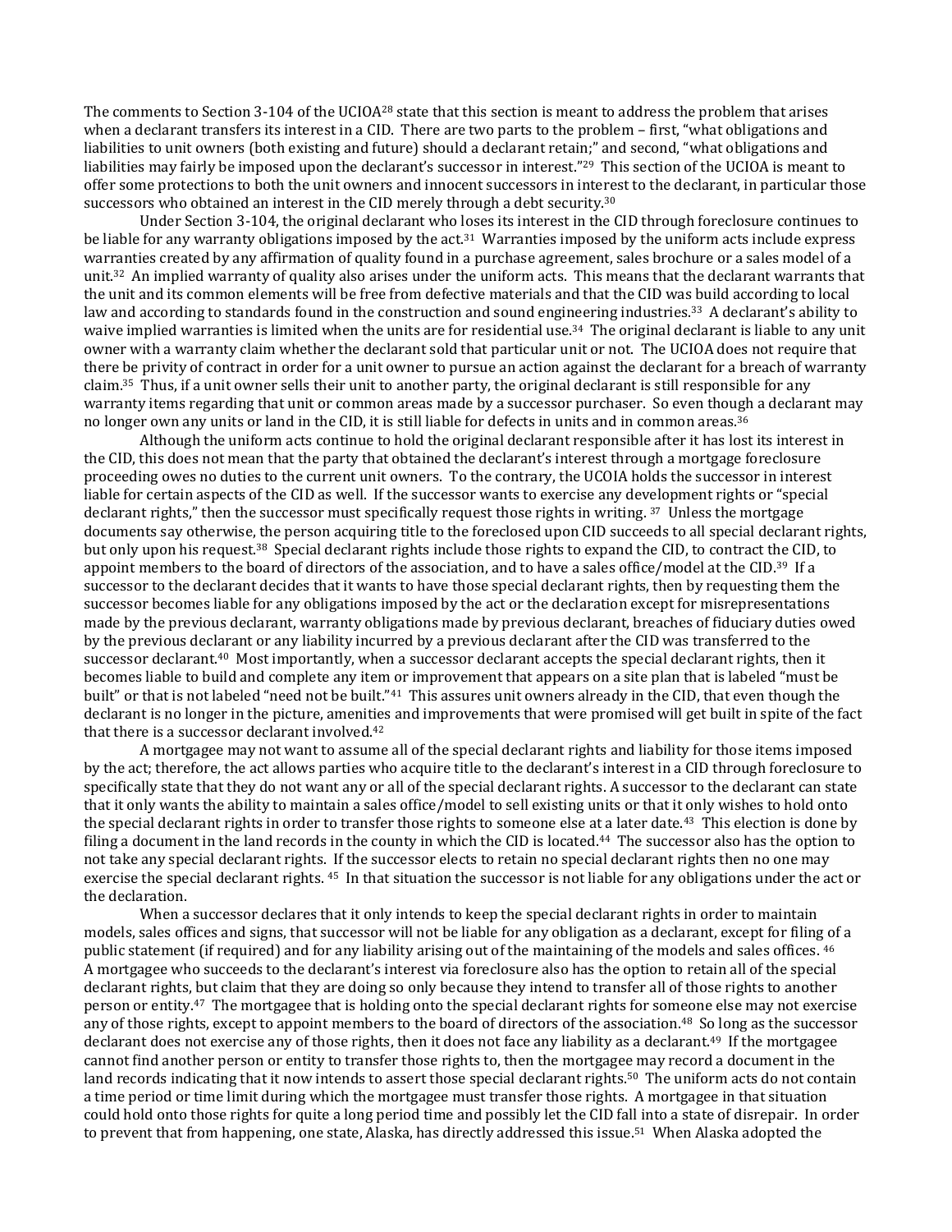The comments to Section 3-104 of the UCIOA[28] state that this section is meant to address the problem that arises when a declarant transfers its interest in a CID. There are two parts to the problem – first, "what obligations and liabilities to unit owners (both existing and future) should a declarant retain;" and second, "what obligations and liabilities may fairly be imposed upon the declarant's successor in interest."[29] This section of the UCIOA is meant to offer some protections to both the unit owners and innocent successors in interest to the declarant, in particular those successors who obtained an interest in the CID merely through a debt security.[30]

Under Section 3-104, the original declarant who loses its interest in the CID through foreclosure continues to be liable for any warranty obligations imposed by the act.[31] Warranties imposed by the uniform acts include express warranties created by any affirmation of quality found in a purchase agreement, sales brochure or a sales model of a unit.[32] An implied warranty of quality also arises under the uniform acts. This means that the declarant warrants that the unit and its common elements will be free from defective materials and that the CID was build according to local law and according to standards found in the construction and sound engineering industries.[33] A declarant's ability to waive implied warranties is limited when the units are for residential use.[34] The original declarant is liable to any unit owner with a warranty claim whether the declarant sold that particular unit or not. The UCIOA does not require that there be privity of contract in order for a unit owner to pursue an action against the declarant for a breach of warranty claim.[35] Thus, if a unit owner sells their unit to another party, the original declarant is still responsible for any warranty items regarding that unit or common areas made by a successor purchaser. So even though a declarant may no longer own any units or land in the CID, it is still liable for defects in units and in common areas.[36]

Although the uniform acts continue to hold the original declarant responsible after it has lost its interest in the CID, this does not mean that the party that obtained the declarant's interest through a mortgage foreclosure proceeding owes no duties to the current unit owners. To the contrary, the UCOIA holds the successor in interest liable for certain aspects of the CID as well. If the successor wants to exercise any development rights or "special declarant rights," then the successor must specifically request those rights in writing.[37] Unless the mortgage documents say otherwise, the person acquiring title to the foreclosed upon CID succeeds to all special declarant rights, but only upon his request.[38] Special declarant rights include those rights to expand the CID, to contract the CID, to appoint members to the board of directors of the association, and to have a sales office/model at the CID.[39] If a successor to the declarant decides that it wants to have those special declarant rights, then by requesting them the successor becomes liable for any obligations imposed by the act or the declaration except for misrepresentations made by the previous declarant, warranty obligations made by previous declarant, breaches of fiduciary duties owed by the previous declarant or any liability incurred by a previous declarant after the CID was transferred to the successor declarant.[40] Most importantly, when a successor declarant accepts the special declarant rights, then it becomes liable to build and complete any item or improvement that appears on a site plan that is labeled "must be built" or that is not labeled "need not be built."[41] This assures unit owners already in the CID, that even though the declarant is no longer in the picture, amenities and improvements that were promised will get built in spite of the fact that there is a successor declarant involved.[42]

A mortgagee may not want to assume all of the special declarant rights and liability for those items imposed by the act; therefore, the act allows parties who acquire title to the declarant's interest in a CID through foreclosure to specifically state that they do not want any or all of the special declarant rights. A successor to the declarant can state that it only wants the ability to maintain a sales office/model to sell existing units or that it only wishes to hold onto the special declarant rights in order to transfer those rights to someone else at a later date.[43] This election is done by filing a document in the land records in the county in which the CID is located.[44] The successor also has the option to not take any special declarant rights. If the successor elects to retain no special declarant rights then no one may exercise the special declarant rights.[45] In that situation the successor is not liable for any obligations under the act or the declaration.

When a successor declares that it only intends to keep the special declarant rights in order to maintain models, sales offices and signs, that successor will not be liable for any obligation as a declarant, except for filing of a public statement (if required) and for any liability arising out of the maintaining of the models and sales offices.[46] A mortgagee who succeeds to the declarant's interest via foreclosure also has the option to retain all of the special declarant rights, but claim that they are doing so only because they intend to transfer all of those rights to another person or entity.[47] The mortgagee that is holding onto the special declarant rights for someone else may not exercise any of those rights, except to appoint members to the board of directors of the association.[48] So long as the successor declarant does not exercise any of those rights, then it does not face any liability as a declarant.[49] If the mortgagee cannot find another person or entity to transfer those rights to, then the mortgagee may record a document in the land records indicating that it now intends to assert those special declarant rights.[50] The uniform acts do not contain a time period or time limit during which the mortgagee must transfer those rights. A mortgagee in that situation could hold onto those rights for quite a long period time and possibly let the CID fall into a state of disrepair. In order to prevent that from happening, one state, Alaska, has directly addressed this issue.[51] When Alaska adopted the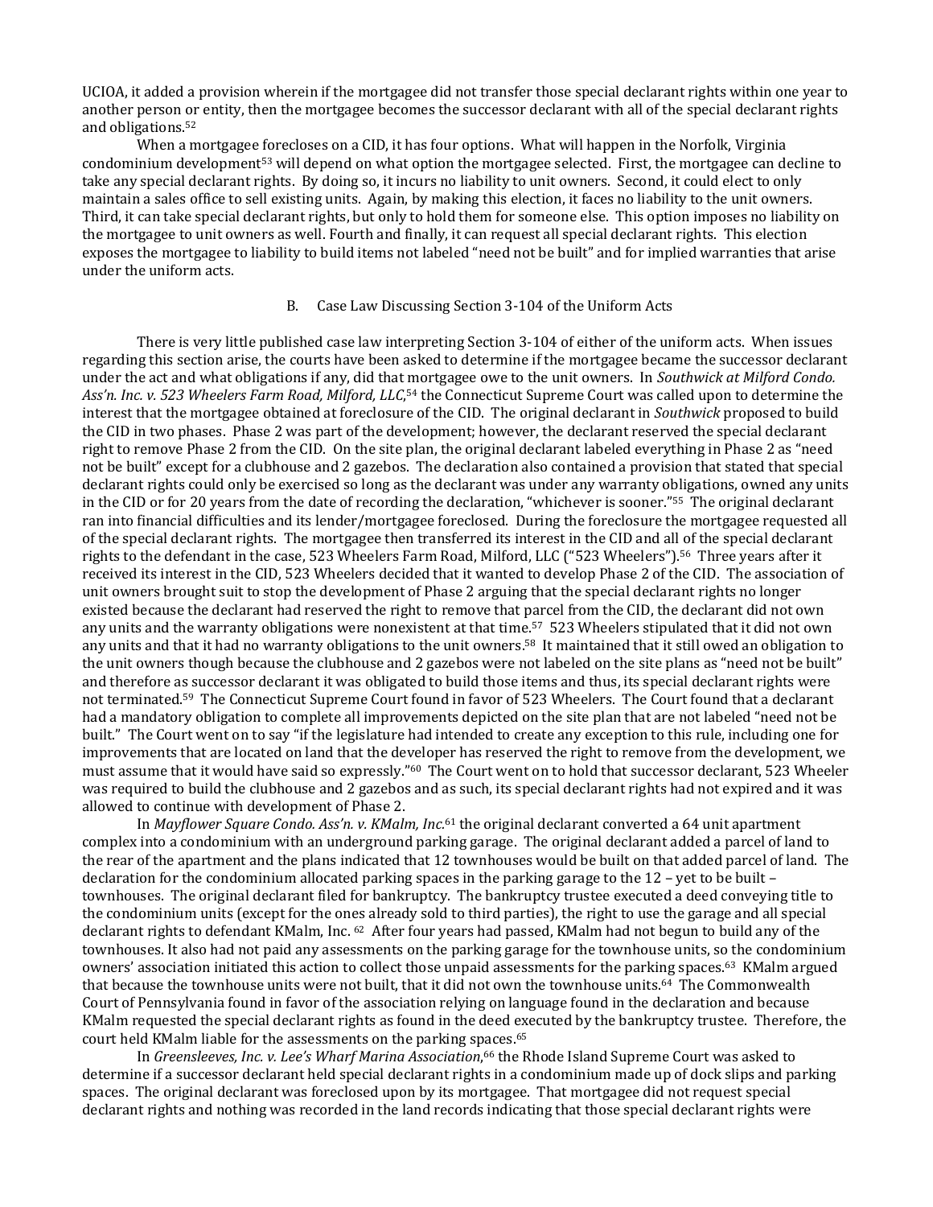UCIOA, it added a provision wherein if the mortgagee did not transfer those special declarant rights within one year to another person or entity, then the mortgagee becomes the successor declarant with all of the special declarant rights and obligations.[52]

When a mortgagee forecloses on a CID, it has four options. What will happen in the Norfolk, Virginia condominium development[53] will depend on what option the mortgagee selected. First, the mortgagee can decline to take any special declarant rights. By doing so, it incurs no liability to unit owners. Second, it could elect to only maintain a sales office to sell existing units. Again, by making this election, it faces no liability to the unit owners. Third, it can take special declarant rights, but only to hold them for someone else. This option imposes no liability on the mortgagee to unit owners as well. Fourth and finally, it can request all special declarant rights. This election exposes the mortgagee to liability to build items not labeled "need not be built" and for implied warranties that arise under the uniform acts.

### B. Case Law Discussing Section 3-104 of the Uniform Acts

There is very little published case law interpreting Section 3-104 of either of the uniform acts. When issues regarding this section arise, the courts have been asked to determine if the mortgagee became the successor declarant under the act and what obligations if any, did that mortgagee owe to the unit owners. In *Southwick at Milford Condo. Ass'n. Inc. v. 523 Wheelers Farm Road, Milford, LLC*,[54] the Connecticut Supreme Court was called upon to determine the interest that the mortgagee obtained at foreclosure of the CID. The original declarant in *Southwick* proposed to build the CID in two phases. Phase 2 was part of the development; however, the declarant reserved the special declarant right to remove Phase 2 from the CID. On the site plan, the original declarant labeled everything in Phase 2 as "need not be built" except for a clubhouse and 2 gazebos. The declaration also contained a provision that stated that special declarant rights could only be exercised so long as the declarant was under any warranty obligations, owned any units in the CID or for 20 years from the date of recording the declaration, "whichever is sooner."[55] The original declarant ran into financial difficulties and its lender/mortgagee foreclosed. During the foreclosure the mortgagee requested all of the special declarant rights. The mortgagee then transferred its interest in the CID and all of the special declarant rights to the defendant in the case, 523 Wheelers Farm Road, Milford, LLC ("523 Wheelers").[56] Three years after it received its interest in the CID, 523 Wheelers decided that it wanted to develop Phase 2 of the CID. The association of unit owners brought suit to stop the development of Phase 2 arguing that the special declarant rights no longer existed because the declarant had reserved the right to remove that parcel from the CID, the declarant did not own any units and the warranty obligations were nonexistent at that time.[57] 523 Wheelers stipulated that it did not own any units and that it had no warranty obligations to the unit owners.[58] It maintained that it still owed an obligation to the unit owners though because the clubhouse and 2 gazebos were not labeled on the site plans as "need not be built" and therefore as successor declarant it was obligated to build those items and thus, its special declarant rights were not terminated.[59] The Connecticut Supreme Court found in favor of 523 Wheelers. The Court found that a declarant had a mandatory obligation to complete all improvements depicted on the site plan that are not labeled "need not be built." The Court went on to say "if the legislature had intended to create any exception to this rule, including one for improvements that are located on land that the developer has reserved the right to remove from the development, we must assume that it would have said so expressly."[60] The Court went on to hold that successor declarant, 523 Wheeler was required to build the clubhouse and 2 gazebos and as such, its special declarant rights had not expired and it was allowed to continue with development of Phase 2.

In *Mayflower Square Condo. Ass'n. v. KMalm, Inc.*[61] the original declarant converted a 64 unit apartment complex into a condominium with an underground parking garage. The original declarant added a parcel of land to the rear of the apartment and the plans indicated that 12 townhouses would be built on that added parcel of land. The declaration for the condominium allocated parking spaces in the parking garage to the 12 – yet to be built – townhouses. The original declarant filed for bankruptcy. The bankruptcy trustee executed a deed conveying title to the condominium units (except for the ones already sold to third parties), the right to use the garage and all special declarant rights to defendant KMalm, Inc. [62] After four years had passed, KMalm had not begun to build any of the townhouses. It also had not paid any assessments on the parking garage for the townhouse units, so the condominium owners' association initiated this action to collect those unpaid assessments for the parking spaces.[63] KMalm argued that because the townhouse units were not built, that it did not own the townhouse units.[64] The Commonwealth Court of Pennsylvania found in favor of the association relying on language found in the declaration and because KMalm requested the special declarant rights as found in the deed executed by the bankruptcy trustee. Therefore, the court held KMalm liable for the assessments on the parking spaces.[65]

In *Greensleeves, Inc. v. Lee's Wharf Marina Association*,[66] the Rhode Island Supreme Court was asked to determine if a successor declarant held special declarant rights in a condominium made up of dock slips and parking spaces. The original declarant was foreclosed upon by its mortgagee. That mortgagee did not request special declarant rights and nothing was recorded in the land records indicating that those special declarant rights were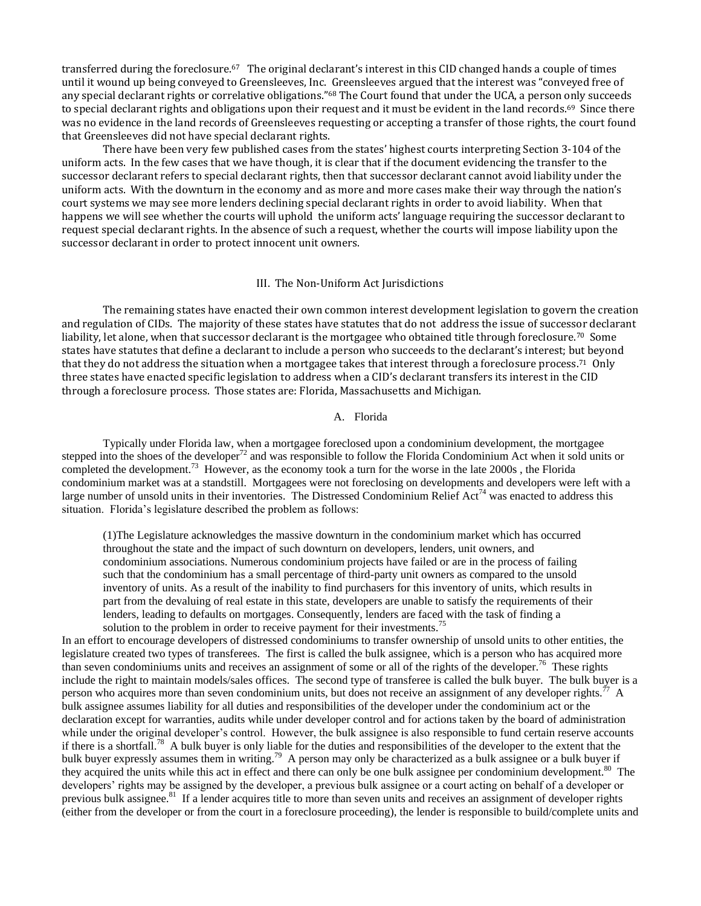transferred during the foreclosure.[67] The original declarant's interest in this CID changed hands a couple of times until it wound up being conveyed to Greensleeves, Inc. Greensleeves argued that the interest was "conveyed free of any special declarant rights or correlative obligations."[68] The Court found that under the UCA, a person only succeeds to special declarant rights and obligations upon their request and it must be evident in the land records.[69] Since there was no evidence in the land records of Greensleeves requesting or accepting a transfer of those rights, the court found that Greensleeves did not have special declarant rights.

There have been very few published cases from the states' highest courts interpreting Section 3-104 of the uniform acts. In the few cases that we have though, it is clear that if the document evidencing the transfer to the successor declarant refers to special declarant rights, then that successor declarant cannot avoid liability under the uniform acts. With the downturn in the economy and as more and more cases make their way through the nation's court systems we may see more lenders declining special declarant rights in order to avoid liability. When that happens we will see whether the courts will uphold the uniform acts' language requiring the successor declarant to request special declarant rights. In the absence of such a request, whether the courts will impose liability upon the successor declarant in order to protect innocent unit owners.

## III. The Non-Uniform Act Jurisdictions

The remaining states have enacted their own common interest development legislation to govern the creation and regulation of CIDs. The majority of these states have statutes that do not address the issue of successor declarant liability, let alone, when that successor declarant is the mortgagee who obtained title through foreclosure.[70] Some states have statutes that define a declarant to include a person who succeeds to the declarant's interest; but beyond that they do not address the situation when a mortgagee takes that interest through a foreclosure process.[71] Only three states have enacted specific legislation to address when a CID's declarant transfers its interest in the CID through a foreclosure process. Those states are: Florida, Massachusetts and Michigan.

### A. Florida

Typically under Florida law, when a mortgagee foreclosed upon a condominium development, the mortgagee stepped into the shoes of the developer[72] and was responsible to follow the Florida Condominium Act when it sold units or completed the development.[73] However, as the economy took a turn for the worse in the late 2000s , the Florida condominium market was at a standstill. Mortgagees were not foreclosing on developments and developers were left with a large number of unsold units in their inventories. The Distressed Condominium Relief Act[74] was enacted to address this situation. Florida's legislature described the problem as follows:

> (1)The Legislature acknowledges the massive downturn in the condominium market which has occurred throughout the state and the impact of such downturn on developers, lenders, unit owners, and condominium associations. Numerous condominium projects have failed or are in the process of failing such that the condominium has a small percentage of third-party unit owners as compared to the unsold inventory of units. As a result of the inability to find purchasers for this inventory of units, which results in part from the devaluing of real estate in this state, developers are unable to satisfy the requirements of their lenders, leading to defaults on mortgages. Consequently, lenders are faced with the task of finding a solution to the problem in order to receive payment for their investments.[75]

In an effort to encourage developers of distressed condominiums to transfer ownership of unsold units to other entities, the legislature created two types of transferees. The first is called the bulk assignee, which is a person who has acquired more than seven condominiums units and receives an assignment of some or all of the rights of the developer.[76] These rights include the right to maintain models/sales offices. The second type of transferee is called the bulk buyer. The bulk buyer is a person who acquires more than seven condominium units, but does not receive an assignment of any developer rights.[77] A bulk assignee assumes liability for all duties and responsibilities of the developer under the condominium act or the declaration except for warranties, audits while under developer control and for actions taken by the board of administration while under the original developer's control. However, the bulk assignee is also responsible to fund certain reserve accounts if there is a shortfall.[78] A bulk buyer is only liable for the duties and responsibilities of the developer to the extent that the bulk buyer expressly assumes them in writing.[79] A person may only be characterized as a bulk assignee or a bulk buyer if they acquired the units while this act in effect and there can only be one bulk assignee per condominium development.[80] The developers' rights may be assigned by the developer, a previous bulk assignee or a court acting on behalf of a developer or previous bulk assignee.[81] If a lender acquires title to more than seven units and receives an assignment of developer rights (either from the developer or from the court in a foreclosure proceeding), the lender is responsible to build/complete units and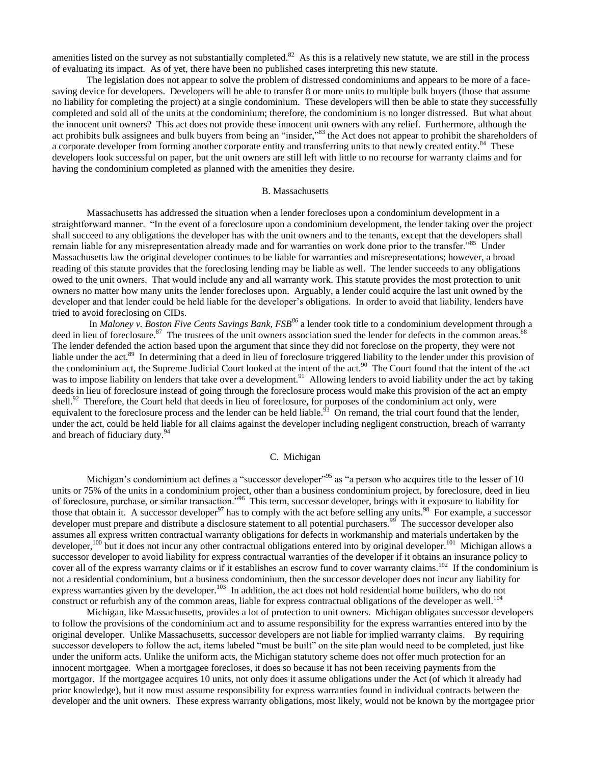amenities listed on the survey as not substantially completed.[82] As this is a relatively new statute, we are still in the process of evaluating its impact. As of yet, there have been no published cases interpreting this new statute.

The legislation does not appear to solve the problem of distressed condominiums and appears to be more of a face-saving device for developers. Developers will be able to transfer 8 or more units to multiple bulk buyers (those that assume no liability for completing the project) at a single condominium. These developers will then be able to state they successfully completed and sold all of the units at the condominium; therefore, the condominium is no longer distressed. But what about the innocent unit owners? This act does not provide these innocent unit owners with any relief. Furthermore, although the act prohibits bulk assignees and bulk buyers from being an "insider,"[83] the Act does not appear to prohibit the shareholders of a corporate developer from forming another corporate entity and transferring units to that newly created entity.[84] These developers look successful on paper, but the unit owners are still left with little to no recourse for warranty claims and for having the condominium completed as planned with the amenities they desire.

### B. Massachusetts

Massachusetts has addressed the situation when a lender forecloses upon a condominium development in a straightforward manner. "In the event of a foreclosure upon a condominium development, the lender taking over the project shall succeed to any obligations the developer has with the unit owners and to the tenants, except that the developers shall remain liable for any misrepresentation already made and for warranties on work done prior to the transfer."[85] Under Massachusetts law the original developer continues to be liable for warranties and misrepresentations; however, a broad reading of this statute provides that the foreclosing lending may be liable as well. The lender succeeds to any obligations owed to the unit owners. That would include any and all warranty work. This statute provides the most protection to unit owners no matter how many units the lender forecloses upon. Arguably, a lender could acquire the last unit owned by the developer and that lender could be held liable for the developer's obligations. In order to avoid that liability, lenders have tried to avoid foreclosing on CIDs.

In *Maloney v. Boston Five Cents Savings Bank, FSB*[86] a lender took title to a condominium development through a deed in lieu of foreclosure.[87] The trustees of the unit owners association sued the lender for defects in the common areas.[88] The lender defended the action based upon the argument that since they did not foreclose on the property, they were not liable under the act.[89] In determining that a deed in lieu of foreclosure triggered liability to the lender under this provision of the condominium act, the Supreme Judicial Court looked at the intent of the act.[90] The Court found that the intent of the act was to impose liability on lenders that take over a development.[91] Allowing lenders to avoid liability under the act by taking deeds in lieu of foreclosure instead of going through the foreclosure process would make this provision of the act an empty shell.[92] Therefore, the Court held that deeds in lieu of foreclosure, for purposes of the condominium act only, were equivalent to the foreclosure process and the lender can be held liable.[93] On remand, the trial court found that the lender, under the act, could be held liable for all claims against the developer including negligent construction, breach of warranty and breach of fiduciary duty.[94]

### C. Michigan

Michigan's condominium act defines a "successor developer"[95] as "a person who acquires title to the lesser of 10 units or 75% of the units in a condominium project, other than a business condominium project, by foreclosure, deed in lieu of foreclosure, purchase, or similar transaction."[96] This term, successor developer, brings with it exposure to liability for those that obtain it. A successor developer[97] has to comply with the act before selling any units.[98] For example, a successor developer must prepare and distribute a disclosure statement to all potential purchasers.[99] The successor developer also assumes all express written contractual warranty obligations for defects in workmanship and materials undertaken by the developer,[100] but it does not incur any other contractual obligations entered into by original developer.[101] Michigan allows a successor developer to avoid liability for express contractual warranties of the developer if it obtains an insurance policy to cover all of the express warranty claims or if it establishes an escrow fund to cover warranty claims.[102] If the condominium is not a residential condominium, but a business condominium, then the successor developer does not incur any liability for express warranties given by the developer.[103] In addition, the act does not hold residential home builders, who do not construct or refurbish any of the common areas, liable for express contractual obligations of the developer as well.[104]

Michigan, like Massachusetts, provides a lot of protection to unit owners. Michigan obligates successor developers to follow the provisions of the condominium act and to assume responsibility for the express warranties entered into by the original developer. Unlike Massachusetts, successor developers are not liable for implied warranty claims. By requiring successor developers to follow the act, items labeled "must be built" on the site plan would need to be completed, just like under the uniform acts. Unlike the uniform acts, the Michigan statutory scheme does not offer much protection for an innocent mortgagee. When a mortgagee forecloses, it does so because it has not been receiving payments from the mortgagor. If the mortgagee acquires 10 units, not only does it assume obligations under the Act (of which it already had prior knowledge), but it now must assume responsibility for express warranties found in individual contracts between the developer and the unit owners. These express warranty obligations, most likely, would not be known by the mortgagee prior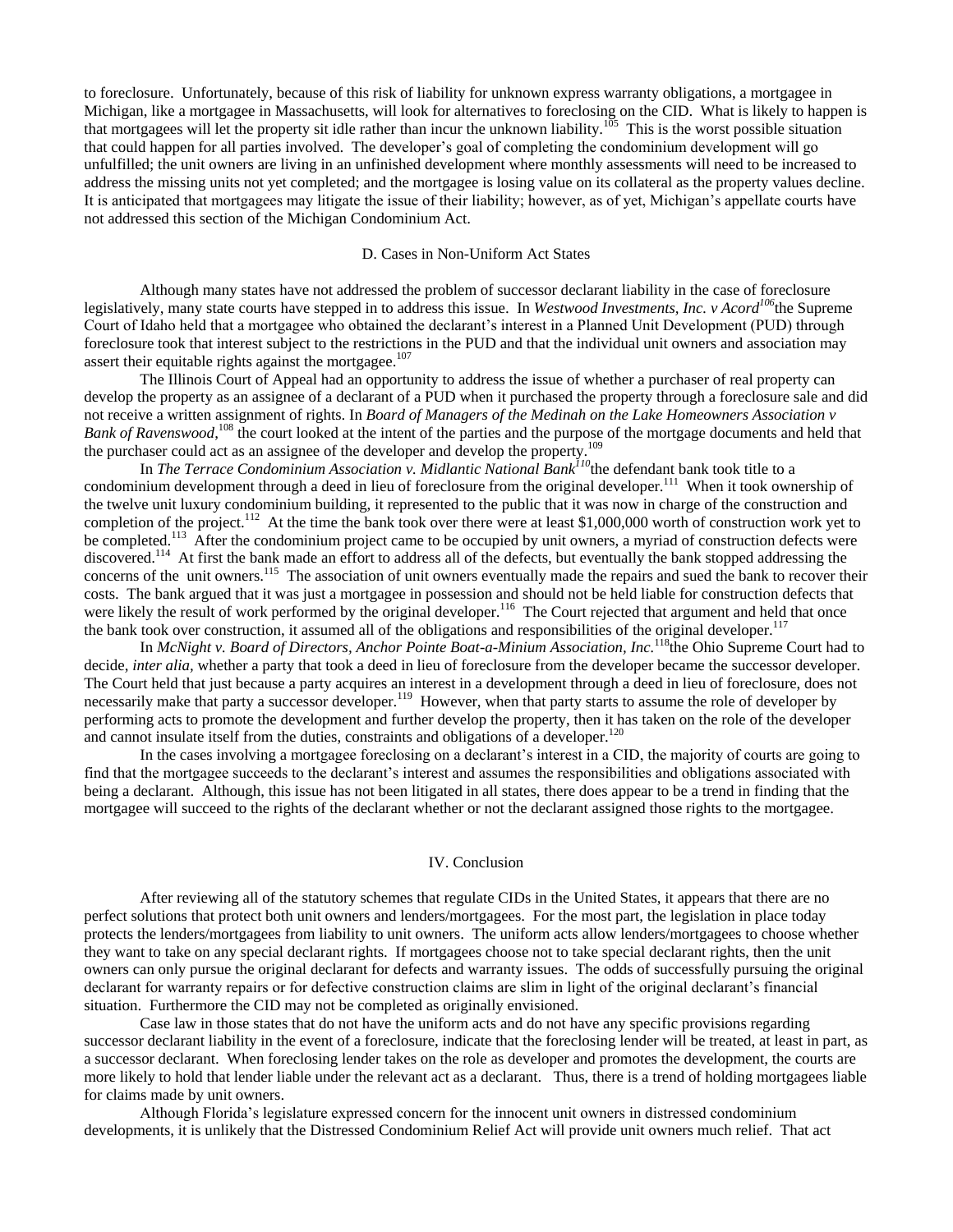to foreclosure. Unfortunately, because of this risk of liability for unknown express warranty obligations, a mortgagee in Michigan, like a mortgagee in Massachusetts, will look for alternatives to foreclosing on the CID. What is likely to happen is that mortgagees will let the property sit idle rather than incur the unknown liability.[105] This is the worst possible situation that could happen for all parties involved. The developer's goal of completing the condominium development will go unfulfilled; the unit owners are living in an unfinished development where monthly assessments will need to be increased to address the missing units not yet completed; and the mortgagee is losing value on its collateral as the property values decline. It is anticipated that mortgagees may litigate the issue of their liability; however, as of yet, Michigan's appellate courts have not addressed this section of the Michigan Condominium Act.

### D. Cases in Non-Uniform Act States

Although many states have not addressed the problem of successor declarant liability in the case of foreclosure legislatively, many state courts have stepped in to address this issue. In *Westwood Investments, Inc. v Acord*[106] the Supreme Court of Idaho held that a mortgagee who obtained the declarant's interest in a Planned Unit Development (PUD) through foreclosure took that interest subject to the restrictions in the PUD and that the individual unit owners and association may assert their equitable rights against the mortgagee.[107]

The Illinois Court of Appeal had an opportunity to address the issue of whether a purchaser of real property can develop the property as an assignee of a declarant of a PUD when it purchased the property through a foreclosure sale and did not receive a written assignment of rights. In *Board of Managers of the Medinah on the Lake Homeowners Association v Bank of Ravenswood*,[108] the court looked at the intent of the parties and the purpose of the mortgage documents and held that the purchaser could act as an assignee of the developer and develop the property.[109]

In *The Terrace Condominium Association v. Midlantic National Bank*[110] the defendant bank took title to a condominium development through a deed in lieu of foreclosure from the original developer.[111] When it took ownership of the twelve unit luxury condominium building, it represented to the public that it was now in charge of the construction and completion of the project.[112] At the time the bank took over there were at least $1,000,000 worth of construction work yet to be completed.[113] After the condominium project came to be occupied by unit owners, a myriad of construction defects were discovered.[114] At first the bank made an effort to address all of the defects, but eventually the bank stopped addressing the concerns of the unit owners.[115] The association of unit owners eventually made the repairs and sued the bank to recover their costs. The bank argued that it was just a mortgagee in possession and should not be held liable for construction defects that were likely the result of work performed by the original developer.[116] The Court rejected that argument and held that once the bank took over construction, it assumed all of the obligations and responsibilities of the original developer.[117]

In *McNight v. Board of Directors, Anchor Pointe Boat-a-Minium Association, Inc.*[118] the Ohio Supreme Court had to decide, *inter alia,* whether a party that took a deed in lieu of foreclosure from the developer became the successor developer. The Court held that just because a party acquires an interest in a development through a deed in lieu of foreclosure, does not necessarily make that party a successor developer.[119] However, when that party starts to assume the role of developer by performing acts to promote the development and further develop the property, then it has taken on the role of the developer and cannot insulate itself from the duties, constraints and obligations of a developer.[120]

In the cases involving a mortgagee foreclosing on a declarant's interest in a CID, the majority of courts are going to find that the mortgagee succeeds to the declarant's interest and assumes the responsibilities and obligations associated with being a declarant. Although, this issue has not been litigated in all states, there does appear to be a trend in finding that the mortgagee will succeed to the rights of the declarant whether or not the declarant assigned those rights to the mortgagee.

## IV. Conclusion

After reviewing all of the statutory schemes that regulate CIDs in the United States, it appears that there are no perfect solutions that protect both unit owners and lenders/mortgagees. For the most part, the legislation in place today protects the lenders/mortgagees from liability to unit owners. The uniform acts allow lenders/mortgagees to choose whether they want to take on any special declarant rights. If mortgagees choose not to take special declarant rights, then the unit owners can only pursue the original declarant for defects and warranty issues. The odds of successfully pursuing the original declarant for warranty repairs or for defective construction claims are slim in light of the original declarant's financial situation. Furthermore the CID may not be completed as originally envisioned.

Case law in those states that do not have the uniform acts and do not have any specific provisions regarding successor declarant liability in the event of a foreclosure, indicate that the foreclosing lender will be treated, at least in part, as a successor declarant. When foreclosing lender takes on the role as developer and promotes the development, the courts are more likely to hold that lender liable under the relevant act as a declarant. Thus, there is a trend of holding mortgagees liable for claims made by unit owners.

Although Florida's legislature expressed concern for the innocent unit owners in distressed condominium developments, it is unlikely that the Distressed Condominium Relief Act will provide unit owners much relief. That act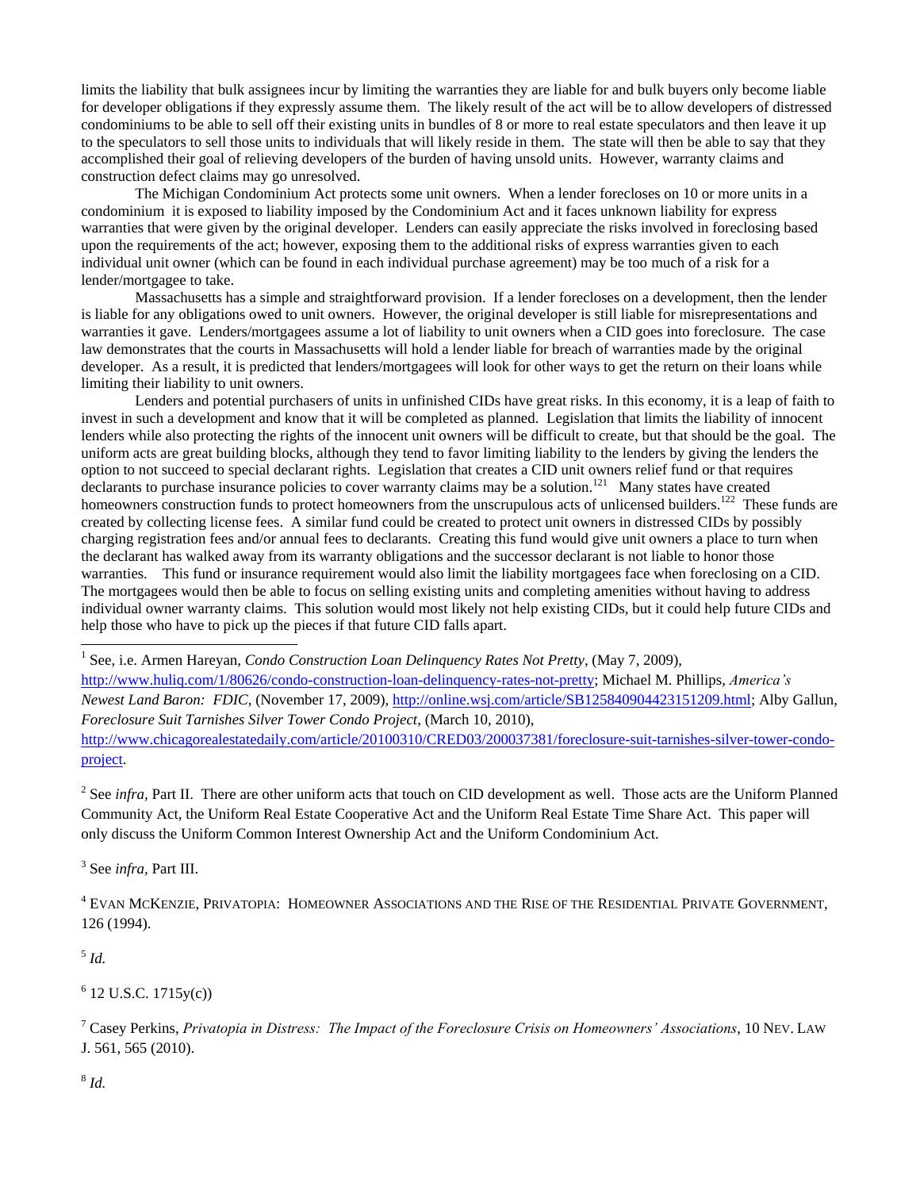limits the liability that bulk assignees incur by limiting the warranties they are liable for and bulk buyers only become liable for developer obligations if they expressly assume them. The likely result of the act will be to allow developers of distressed condominiums to be able to sell off their existing units in bundles of 8 or more to real estate speculators and then leave it up to the speculators to sell those units to individuals that will likely reside in them. The state will then be able to say that they accomplished their goal of relieving developers of the burden of having unsold units. However, warranty claims and construction defect claims may go unresolved.

The Michigan Condominium Act protects some unit owners. When a lender forecloses on 10 or more units in a condominium it is exposed to liability imposed by the Condominium Act and it faces unknown liability for express warranties that were given by the original developer. Lenders can easily appreciate the risks involved in foreclosing based upon the requirements of the act; however, exposing them to the additional risks of express warranties given to each individual unit owner (which can be found in each individual purchase agreement) may be too much of a risk for a lender/mortgagee to take.

Massachusetts has a simple and straightforward provision. If a lender forecloses on a development, then the lender is liable for any obligations owed to unit owners. However, the original developer is still liable for misrepresentations and warranties it gave. Lenders/mortgagees assume a lot of liability to unit owners when a CID goes into foreclosure. The case law demonstrates that the courts in Massachusetts will hold a lender liable for breach of warranties made by the original developer. As a result, it is predicted that lenders/mortgagees will look for other ways to get the return on their loans while limiting their liability to unit owners.

Lenders and potential purchasers of units in unfinished CIDs have great risks. In this economy, it is a leap of faith to invest in such a development and know that it will be completed as planned. Legislation that limits the liability of innocent lenders while also protecting the rights of the innocent unit owners will be difficult to create, but that should be the goal. The uniform acts are great building blocks, although they tend to favor limiting liability to the lenders by giving the lenders the option to not succeed to special declarant rights. Legislation that creates a CID unit owners relief fund or that requires declarants to purchase insurance policies to cover warranty claims may be a solution.[121] Many states have created homeowners construction funds to protect homeowners from the unscrupulous acts of unlicensed builders.[122] These funds are created by collecting license fees. A similar fund could be created to protect unit owners in distressed CIDs by possibly charging registration fees and/or annual fees to declarants. Creating this fund would give unit owners a place to turn when the declarant has walked away from its warranty obligations and the successor declarant is not liable to honor those warranties. This fund or insurance requirement would also limit the liability mortgagees face when foreclosing on a CID. The mortgagees would then be able to focus on selling existing units and completing amenities without having to address individual owner warranty claims. This solution would most likely not help existing CIDs, but it could help future CIDs and help those who have to pick up the pieces if that future CID falls apart.

---

[1] See, i.e. Armen Hareyan, *Condo Construction Loan Delinquency Rates Not Pretty*, (May 7, 2009), http://www.huliq.com/1/80626/condo-construction-loan-delinquency-rates-not-pretty; Michael M. Phillips, *America's Newest Land Baron: FDIC*, (November 17, 2009), http://online.wsj.com/article/SB125840904423151209.html; Alby Gallun, *Foreclosure Suit Tarnishes Silver Tower Condo Project*, (March 10, 2010), http://www.chicagorealestatedaily.com/article/20100310/CRED03/200037381/foreclosure-suit-tarnishes-silver-tower-condo-project.

[2] See *infra*, Part II. There are other uniform acts that touch on CID development as well. Those acts are the Uniform Planned Community Act, the Uniform Real Estate Cooperative Act and the Uniform Real Estate Time Share Act. This paper will only discuss the Uniform Common Interest Ownership Act and the Uniform Condominium Act.

[3] See *infra*, Part III.

[4] Evan McKenzie, Privatopia: Homeowner Associations and the Rise of the Residential Private Government, 126 (1994).

[5] *Id.*

[6] 12 U.S.C. 1715y(c))

[7] Casey Perkins, *Privatopia in Distress: The Impact of the Foreclosure Crisis on Homeowners' Associations*, 10 Nev. Law J. 561, 565 (2010).

[8] *Id.*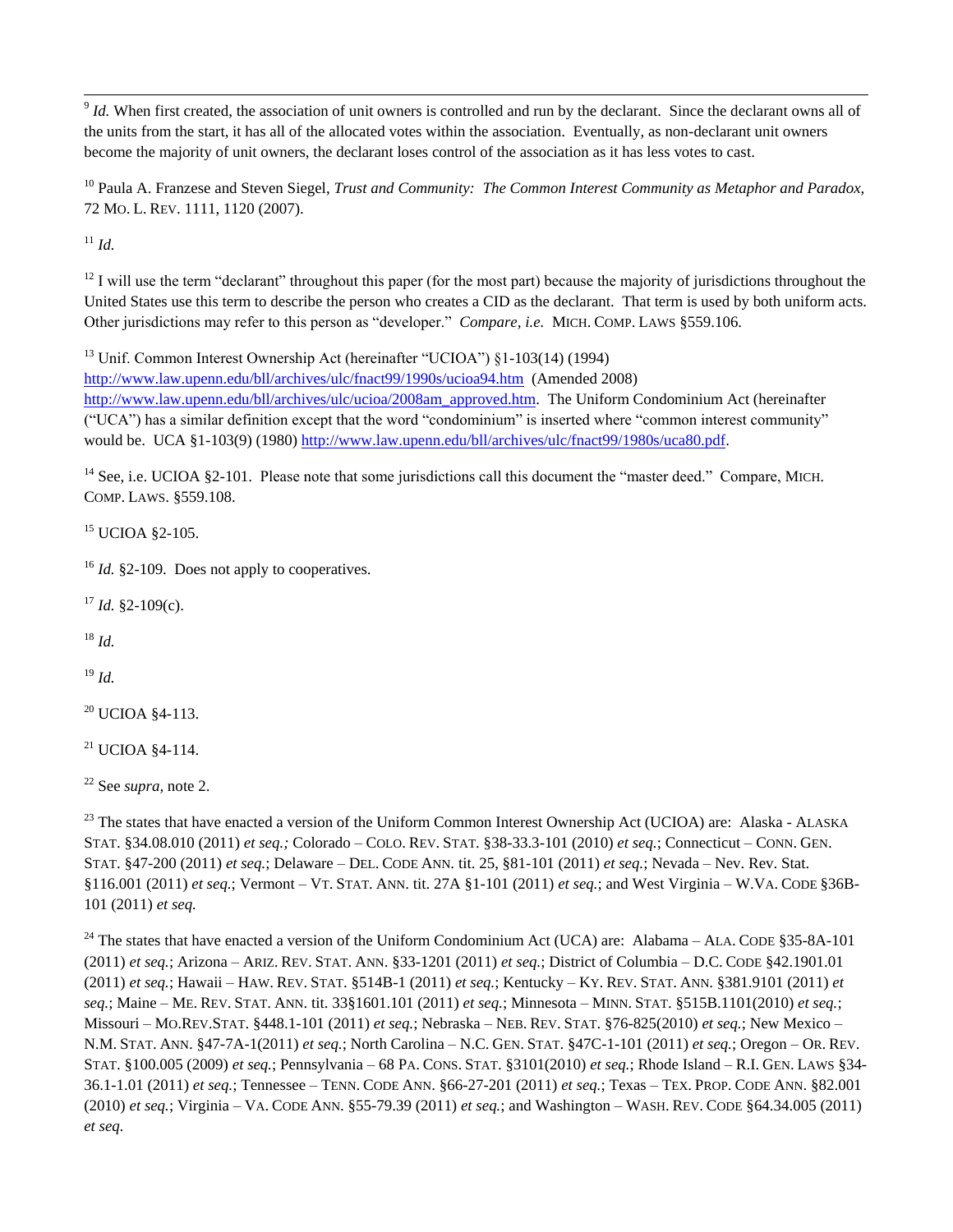[9] *Id.* When first created, the association of unit owners is controlled and run by the declarant. Since the declarant owns all of the units from the start, it has all of the allocated votes within the association. Eventually, as non-declarant unit owners become the majority of unit owners, the declarant loses control of the association as it has less votes to cast.

[10] Paula A. Franzese and Steven Siegel, *Trust and Community: The Common Interest Community as Metaphor and Paradox*, 72 MO. L. REV. 1111, 1120 (2007).

[11] *Id.*

[12] I will use the term "declarant" throughout this paper (for the most part) because the majority of jurisdictions throughout the United States use this term to describe the person who creates a CID as the declarant. That term is used by both uniform acts. Other jurisdictions may refer to this person as "developer." *Compare, i.e.* MICH. COMP. LAWS §559.106.

[13] Unif. Common Interest Ownership Act (hereinafter "UCIOA") §1-103(14) (1994) http://www.law.upenn.edu/bll/archives/ulc/fnact99/1990s/ucioa94.htm (Amended 2008) http://www.law.upenn.edu/bll/archives/ulc/ucioa/2008am_approved.htm. The Uniform Condominium Act (hereinafter ("UCA") has a similar definition except that the word "condominium" is inserted where "common interest community" would be. UCA §1-103(9) (1980) http://www.law.upenn.edu/bll/archives/ulc/fnact99/1980s/uca80.pdf.

[14] See, i.e. UCIOA §2-101. Please note that some jurisdictions call this document the "master deed." Compare, MICH. COMP. LAWS. §559.108.

[15] UCIOA §2-105.

[16] *Id.* §2-109. Does not apply to cooperatives.

[17] *Id.* §2-109(c).

[18] *Id.*

[19] *Id.*

[20] UCIOA §4-113.

[21] UCIOA §4-114.

[22] See *supra,* note 2.

[23] The states that have enacted a version of the Uniform Common Interest Ownership Act (UCIOA) are: Alaska - ALASKA STAT. §34.08.010 (2011) *et seq.;* Colorado – COLO. REV. STAT. §38-33.3-101 (2010) *et seq.*; Connecticut – CONN. GEN. STAT. §47-200 (2011) *et seq.*; Delaware – DEL. CODE ANN. tit. 25, §81-101 (2011) *et seq.*; Nevada – Nev. Rev. Stat. §116.001 (2011) *et seq.*; Vermont – VT. STAT. ANN. tit. 27A §1-101 (2011) *et seq.*; and West Virginia – W.VA. CODE §36B-101 (2011) *et seq.*

[24] The states that have enacted a version of the Uniform Condominium Act (UCA) are: Alabama – ALA. CODE §35-8A-101 (2011) *et seq.*; Arizona – ARIZ. REV. STAT. ANN. §33-1201 (2011) *et seq.*; District of Columbia – D.C. CODE §42.1901.01 (2011) *et seq.*; Hawaii – HAW. REV. STAT. §514B-1 (2011) *et seq.*; Kentucky – KY. REV. STAT. ANN. §381.9101 (2011) *et seq.*; Maine – ME. REV. STAT. ANN. tit. 33§1601.101 (2011) *et seq.*; Minnesota – MINN. STAT. §515B.1101(2010) *et seq.*; Missouri – MO.REV.STAT. §448.1-101 (2011) *et seq.*; Nebraska – NEB. REV. STAT. §76-825(2010) *et seq.*; New Mexico – N.M. STAT. ANN. §47-7A-1(2011) *et seq.*; North Carolina – N.C. GEN. STAT. §47C-1-101 (2011) *et seq.*; Oregon – OR. REV. STAT. §100.005 (2009) *et seq.*; Pennsylvania – 68 PA. CONS. STAT. §3101(2010) *et seq.*; Rhode Island – R.I. GEN. LAWS §34-36.1-1.01 (2011) *et seq.*; Tennessee – TENN. CODE ANN. §66-27-201 (2011) *et seq.*; Texas – TEX. PROP. CODE ANN. §82.001 (2010) *et seq.*; Virginia – VA. CODE ANN. §55-79.39 (2011) *et seq.*; and Washington – WASH. REV. CODE §64.34.005 (2011) *et seq.*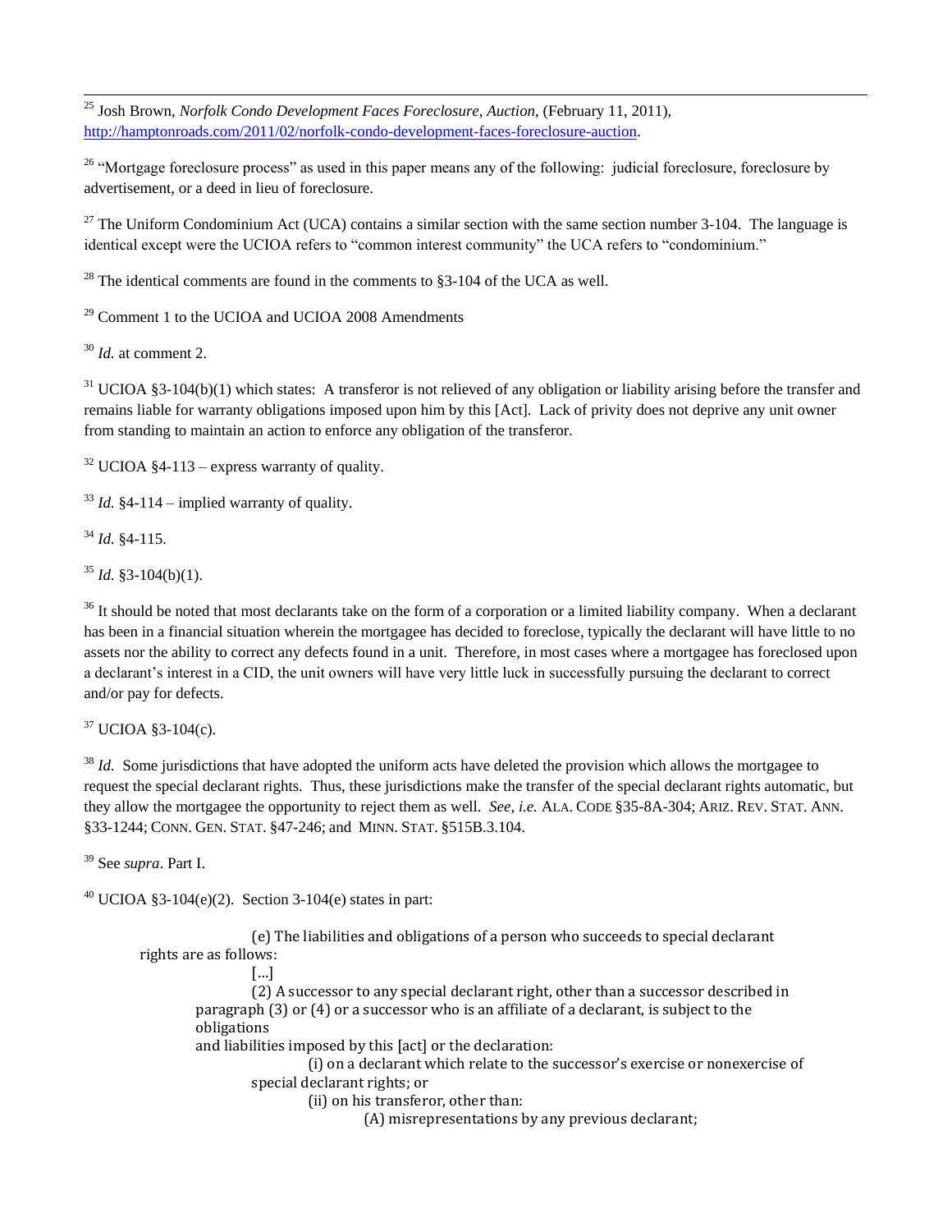[25] Josh Brown, *Norfolk Condo Development Faces Foreclosure, Auction*, (February 11, 2011), http://hamptonroads.com/2011/02/norfolk-condo-development-faces-foreclosure-auction.

[26] "Mortgage foreclosure process" as used in this paper means any of the following: judicial foreclosure, foreclosure by advertisement, or a deed in lieu of foreclosure.

[27] The Uniform Condominium Act (UCA) contains a similar section with the same section number 3-104. The language is identical except were the UCIOA refers to "common interest community" the UCA refers to "condominium."

[28] The identical comments are found in the comments to §3-104 of the UCA as well.

[29] Comment 1 to the UCIOA and UCIOA 2008 Amendments

[30] *Id.* at comment 2.

[31] UCIOA §3-104(b)(1) which states: A transferor is not relieved of any obligation or liability arising before the transfer and remains liable for warranty obligations imposed upon him by this [Act]. Lack of privity does not deprive any unit owner from standing to maintain an action to enforce any obligation of the transferor.

[32] UCIOA §4-113 – express warranty of quality.

[33] *Id.* §4-114 – implied warranty of quality.

[34] *Id.* §4-115.

[35] *Id.* §3-104(b)(1).

[36] It should be noted that most declarants take on the form of a corporation or a limited liability company. When a declarant has been in a financial situation wherein the mortgagee has decided to foreclose, typically the declarant will have little to no assets nor the ability to correct any defects found in a unit. Therefore, in most cases where a mortgagee has foreclosed upon a declarant's interest in a CID, the unit owners will have very little luck in successfully pursuing the declarant to correct and/or pay for defects.

[37] UCIOA §3-104(c).

[38] *Id.* Some jurisdictions that have adopted the uniform acts have deleted the provision which allows the mortgagee to request the special declarant rights. Thus, these jurisdictions make the transfer of the special declarant rights automatic, but they allow the mortgagee the opportunity to reject them as well. *See, i.e.* ALA. CODE §35-8A-304; ARIZ. REV. STAT. ANN. §33-1244; CONN. GEN. STAT. §47-246; and MINN. STAT. §515B.3.104.

[39] See *supra*. Part I.

[40] UCIOA §3-104(e)(2). Section 3-104(e) states in part:

> (e) The liabilities and obligations of a person who succeeds to special declarant rights are as follows:
>
> [...]
>
> (2) A successor to any special declarant right, other than a successor described in paragraph (3) or (4) or a successor who is an affiliate of a declarant, is subject to the obligations and liabilities imposed by this [act] or the declaration:
>
> (i) on a declarant which relate to the successor's exercise or nonexercise of special declarant rights; or
>
> (ii) on his transferor, other than:
>
> (A) misrepresentations by any previous declarant;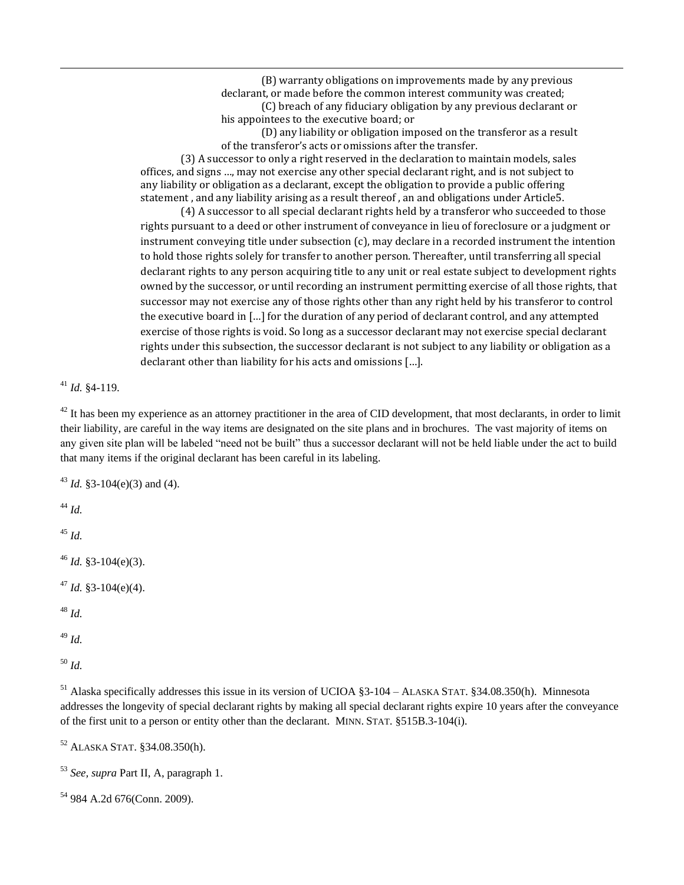(B) warranty obligations on improvements made by any previous declarant, or made before the common interest community was created;

(C) breach of any fiduciary obligation by any previous declarant or his appointees to the executive board; or

(D) any liability or obligation imposed on the transferor as a result of the transferor's acts or omissions after the transfer.

> (3) A successor to only a right reserved in the declaration to maintain models, sales offices, and signs …, may not exercise any other special declarant right, and is not subject to any liability or obligation as a declarant, except the obligation to provide a public offering statement , and any liability arising as a result thereof , an and obligations under Article5.
>
> (4) A successor to all special declarant rights held by a transferor who succeeded to those rights pursuant to a deed or other instrument of conveyance in lieu of foreclosure or a judgment or instrument conveying title under subsection (c), may declare in a recorded instrument the intention to hold those rights solely for transfer to another person. Thereafter, until transferring all special declarant rights to any person acquiring title to any unit or real estate subject to development rights owned by the successor, or until recording an instrument permitting exercise of all those rights, that successor may not exercise any of those rights other than any right held by his transferor to control the executive board in […] for the duration of any period of declarant control, and any attempted exercise of those rights is void. So long as a successor declarant may not exercise special declarant rights under this subsection, the successor declarant is not subject to any liability or obligation as a declarant other than liability for his acts and omissions […].

[41] *Id.* §4-119.

[42] It has been my experience as an attorney practitioner in the area of CID development, that most declarants, in order to limit their liability, are careful in the way items are designated on the site plans and in brochures. The vast majority of items on any given site plan will be labeled "need not be built" thus a successor declarant will not be held liable under the act to build that many items if the original declarant has been careful in its labeling.

[43] *Id.* §3-104(e)(3) and (4).

[44] *Id.*

[45] *Id.*

[46] *Id.* §3-104(e)(3).

[47] *Id.* §3-104(e)(4).

[48] *Id.*

[49] *Id.*

[50] *Id.*

[51] Alaska specifically addresses this issue in its version of UCIOA §3-104 – ALASKA STAT. §34.08.350(h). Minnesota addresses the longevity of special declarant rights by making all special declarant rights expire 10 years after the conveyance of the first unit to a person or entity other than the declarant. MINN. STAT. §515B.3-104(i).

[52] ALASKA STAT. §34.08.350(h).

[53] *See*, *supra* Part II, A, paragraph 1.

[54] 984 A.2d 676(Conn. 2009).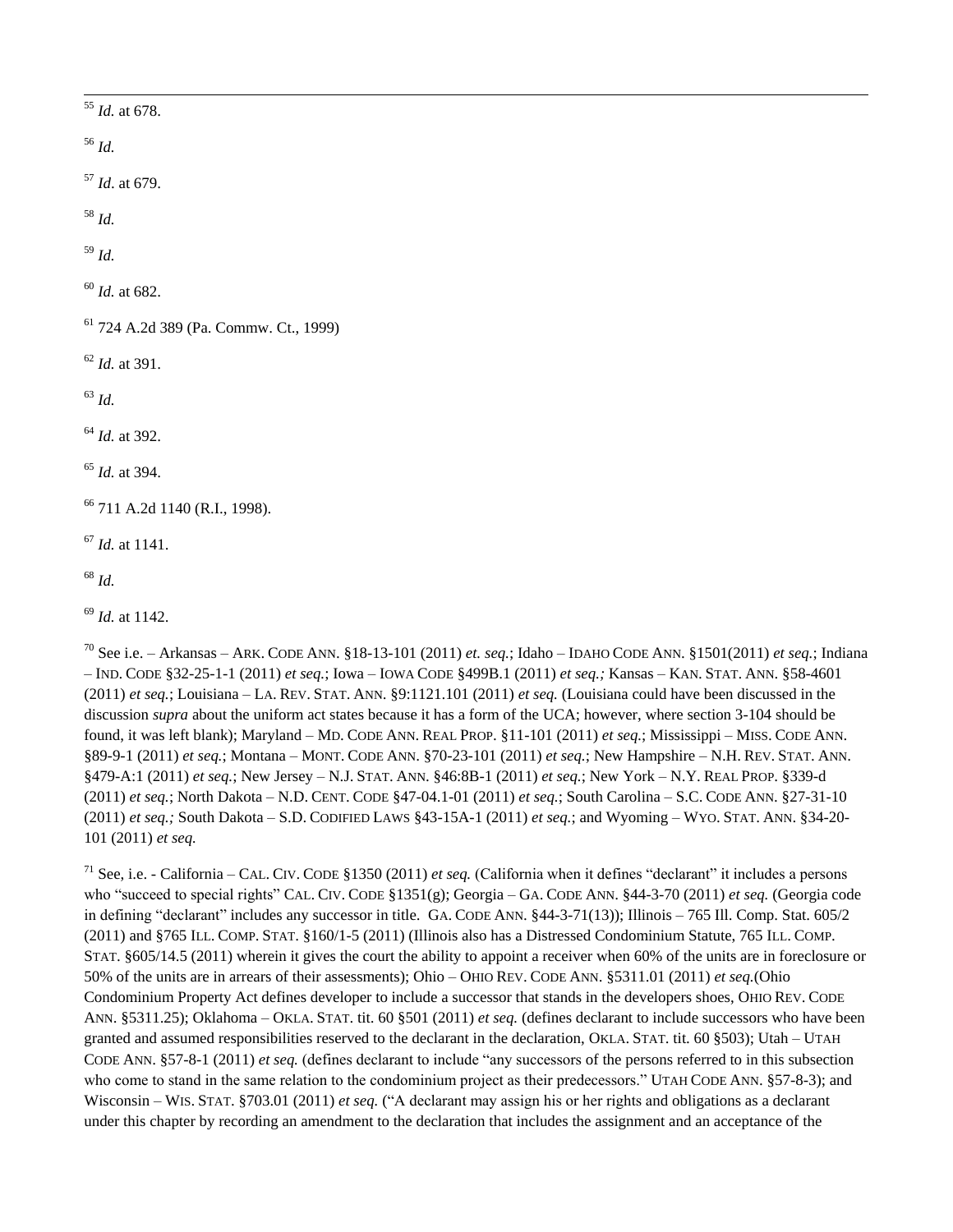[55] *Id.* at 678.

[56] *Id.*

[57] *Id*. at 679.

[58] *Id.*

[59] *Id.*

[60] *Id.* at 682.

[61] 724 A.2d 389 (Pa. Commw. Ct., 1999)

[62] *Id.* at 391.

[63] *Id.*

[64] *Id.* at 392.

[65] *Id.* at 394.

[66] 711 A.2d 1140 (R.I., 1998).

[67] *Id.* at 1141.

[68] *Id.*

[69] *Id.* at 1142.

[70] See i.e. – Arkansas – ARK. CODE ANN. §18-13-101 (2011) *et. seq.*; Idaho – IDAHO CODE ANN. §1501(2011) *et seq.*; Indiana – IND. CODE §32-25-1-1 (2011) *et seq.*; Iowa – IOWA CODE §499B.1 (2011) *et seq.;* Kansas – KAN. STAT. ANN. §58-4601 (2011) *et seq.*; Louisiana – LA. REV. STAT. ANN. §9:1121.101 (2011) *et seq.* (Louisiana could have been discussed in the discussion *supra* about the uniform act states because it has a form of the UCA; however, where section 3-104 should be found, it was left blank); Maryland – MD. CODE ANN. REAL PROP. §11-101 (2011) *et seq.*; Mississippi – MISS. CODE ANN. §89-9-1 (2011) *et seq.*; Montana – MONT. CODE ANN. §70-23-101 (2011) *et seq.*; New Hampshire – N.H. REV. STAT. ANN. §479-A:1 (2011) *et seq.*; New Jersey – N.J. STAT. ANN. §46:8B-1 (2011) *et seq.*; New York – N.Y. REAL PROP. §339-d (2011) *et seq.*; North Dakota – N.D. CENT. CODE §47-04.1-01 (2011) *et seq.*; South Carolina – S.C. CODE ANN. §27-31-10 (2011) *et seq.;* South Dakota – S.D. CODIFIED LAWS §43-15A-1 (2011) *et seq.*; and Wyoming – WYO. STAT. ANN. §34-20-101 (2011) *et seq.*

[71] See, i.e. - California – CAL. CIV. CODE §1350 (2011) *et seq.* (California when it defines "declarant" it includes a persons who "succeed to special rights" CAL. CIV. CODE §1351(g); Georgia – GA. CODE ANN. §44-3-70 (2011) *et seq.* (Georgia code in defining "declarant" includes any successor in title. GA. CODE ANN. §44-3-71(13)); Illinois – 765 Ill. Comp. Stat. 605/2 (2011) and §765 ILL. COMP. STAT. §160/1-5 (2011) (Illinois also has a Distressed Condominium Statute, 765 ILL. COMP. STAT. §605/14.5 (2011) wherein it gives the court the ability to appoint a receiver when 60% of the units are in foreclosure or 50% of the units are in arrears of their assessments); Ohio – OHIO REV. CODE ANN. §5311.01 (2011) *et seq.*(Ohio Condominium Property Act defines developer to include a successor that stands in the developers shoes, OHIO REV. CODE ANN. §5311.25); Oklahoma – OKLA. STAT. tit. 60 §501 (2011) *et seq.* (defines declarant to include successors who have been granted and assumed responsibilities reserved to the declarant in the declaration, OKLA. STAT. tit. 60 §503); Utah – UTAH CODE ANN. §57-8-1 (2011) *et seq.* (defines declarant to include "any successors of the persons referred to in this subsection who come to stand in the same relation to the condominium project as their predecessors." UTAH CODE ANN. §57-8-3); and Wisconsin – WIS. STAT. §703.01 (2011) *et seq.* ("A declarant may assign his or her rights and obligations as a declarant under this chapter by recording an amendment to the declaration that includes the assignment and an acceptance of the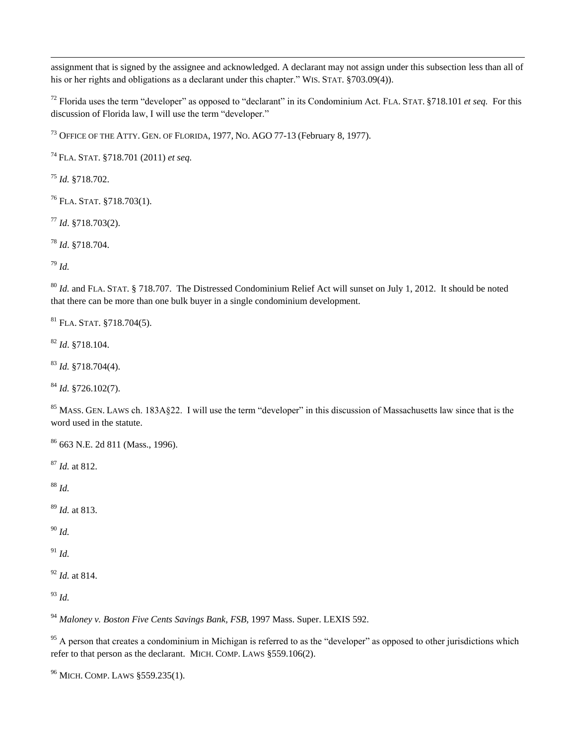assignment that is signed by the assignee and acknowledged. A declarant may not assign under this subsection less than all of his or her rights and obligations as a declarant under this chapter." WIS. STAT. §703.09(4)).

[72] Florida uses the term "developer" as opposed to "declarant" in its Condominium Act. FLA. STAT. §718.101 *et seq.* For this discussion of Florida law, I will use the term "developer."

[73] OFFICE OF THE ATTY. GEN. OF FLORIDA, 1977, NO. AGO 77-13 (February 8, 1977).

[74] FLA. STAT. §718.701 (2011) *et seq.*

[75] *Id.* §718.702.

[76] FLA. STAT. §718.703(1).

[77] *Id*. §718.703(2).

[78] *Id*. §718.704.

[79] *Id.*

[80] *Id.* and FLA. STAT. § 718.707. The Distressed Condominium Relief Act will sunset on July 1, 2012. It should be noted that there can be more than one bulk buyer in a single condominium development.

[81] FLA. STAT. §718.704(5).

[82] *Id*. §718.104.

[83] *Id.* §718.704(4).

[84] *Id.* §726.102(7).

[85] MASS. GEN. LAWS ch. 183A§22. I will use the term "developer" in this discussion of Massachusetts law since that is the word used in the statute.

[86] 663 N.E. 2d 811 (Mass., 1996).

[87] *Id.* at 812.

[88] *Id.*

[89] *Id.* at 813.

[90] *Id.*

[91] *Id.*

[92] *Id.* at 814.

[93] *Id.*

[94] *Maloney v. Boston Five Cents Savings Bank, FSB,* 1997 Mass. Super. LEXIS 592.

[95] A person that creates a condominium in Michigan is referred to as the "developer" as opposed to other jurisdictions which refer to that person as the declarant. MICH. COMP. LAWS §559.106(2).

[96] MICH. COMP. LAWS §559.235(1).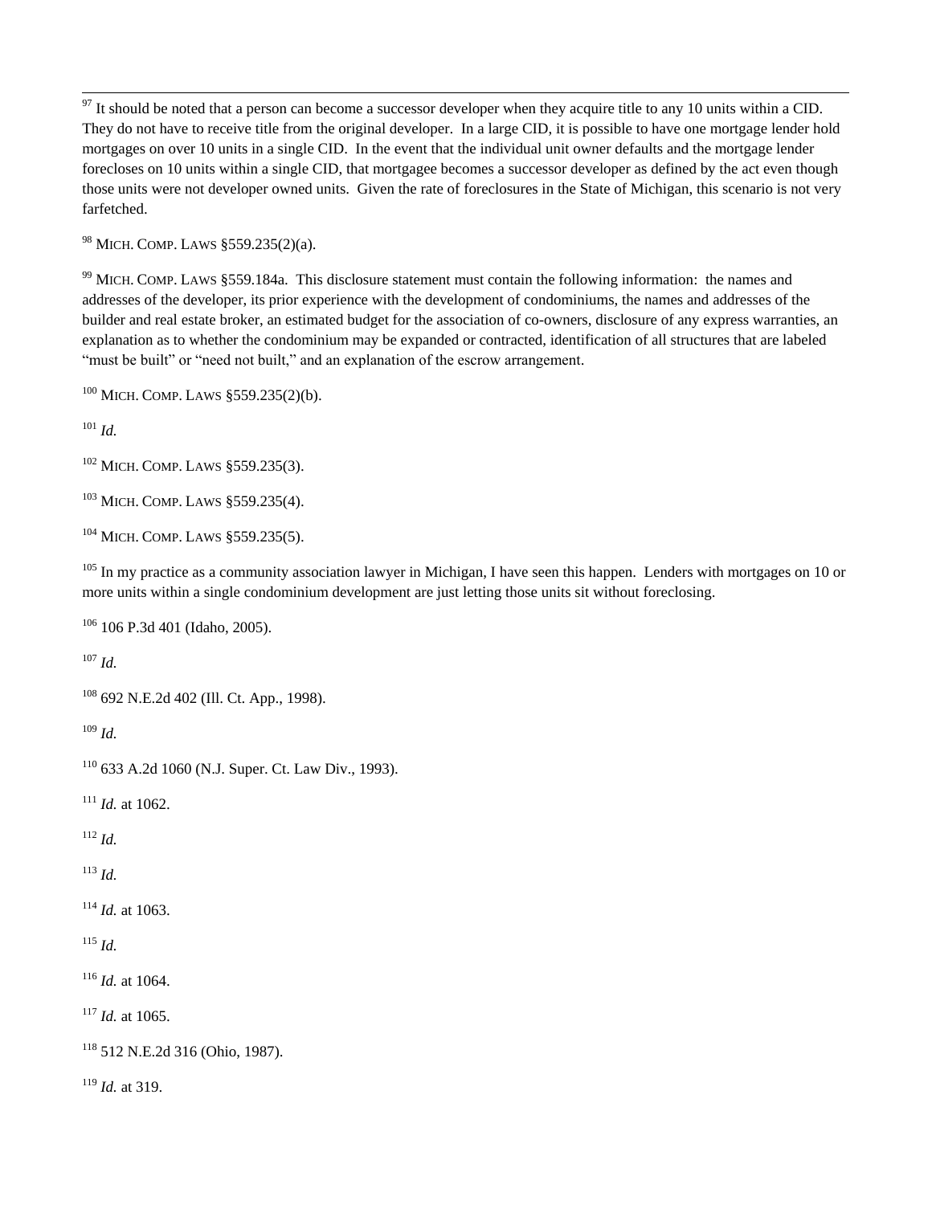[97] It should be noted that a person can become a successor developer when they acquire title to any 10 units within a CID. They do not have to receive title from the original developer. In a large CID, it is possible to have one mortgage lender hold mortgages on over 10 units in a single CID. In the event that the individual unit owner defaults and the mortgage lender forecloses on 10 units within a single CID, that mortgagee becomes a successor developer as defined by the act even though those units were not developer owned units. Given the rate of foreclosures in the State of Michigan, this scenario is not very farfetched.

[98] MICH. COMP. LAWS §559.235(2)(a).

[99] MICH. COMP. LAWS §559.184a. This disclosure statement must contain the following information: the names and addresses of the developer, its prior experience with the development of condominiums, the names and addresses of the builder and real estate broker, an estimated budget for the association of co-owners, disclosure of any express warranties, an explanation as to whether the condominium may be expanded or contracted, identification of all structures that are labeled "must be built" or "need not built," and an explanation of the escrow arrangement.

[100] MICH. COMP. LAWS §559.235(2)(b).

[101] *Id.*

[102] MICH. COMP. LAWS §559.235(3).

[103] MICH. COMP. LAWS §559.235(4).

[104] MICH. COMP. LAWS §559.235(5).

[105] In my practice as a community association lawyer in Michigan, I have seen this happen. Lenders with mortgages on 10 or more units within a single condominium development are just letting those units sit without foreclosing.

[106] 106 P.3d 401 (Idaho, 2005).

[107] *Id.*

[108] 692 N.E.2d 402 (Ill. Ct. App., 1998).

[109] *Id.*

[110] 633 A.2d 1060 (N.J. Super. Ct. Law Div., 1993).

[111] *Id.* at 1062.

[112] *Id.*

[113] *Id.*

[114] *Id.* at 1063.

[115] *Id.*

[116] *Id.* at 1064.

[117] *Id.* at 1065.

[118] 512 N.E.2d 316 (Ohio, 1987).

[119] *Id.* at 319.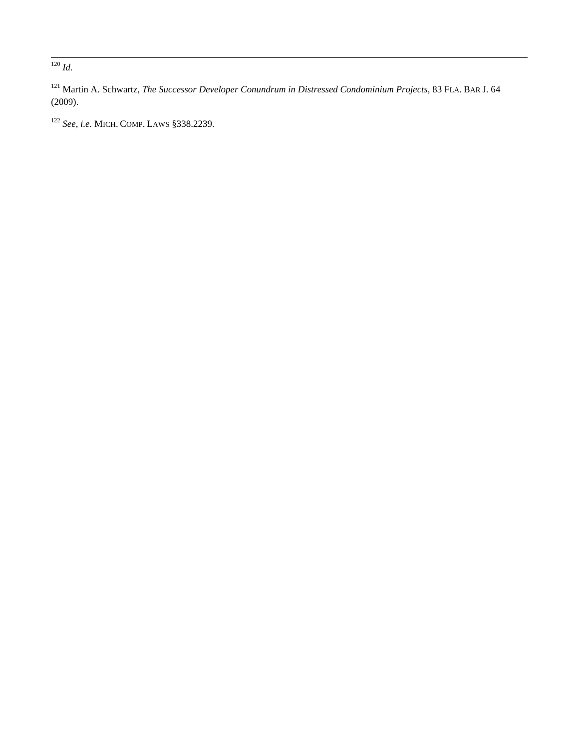[120] *Id.*

[121] Martin A. Schwartz, *The Successor Developer Conundrum in Distressed Condominium Projects*, 83 FLA. BAR J. 64 (2009).

[122] *See, i.e.* MICH. COMP. LAWS §338.2239.